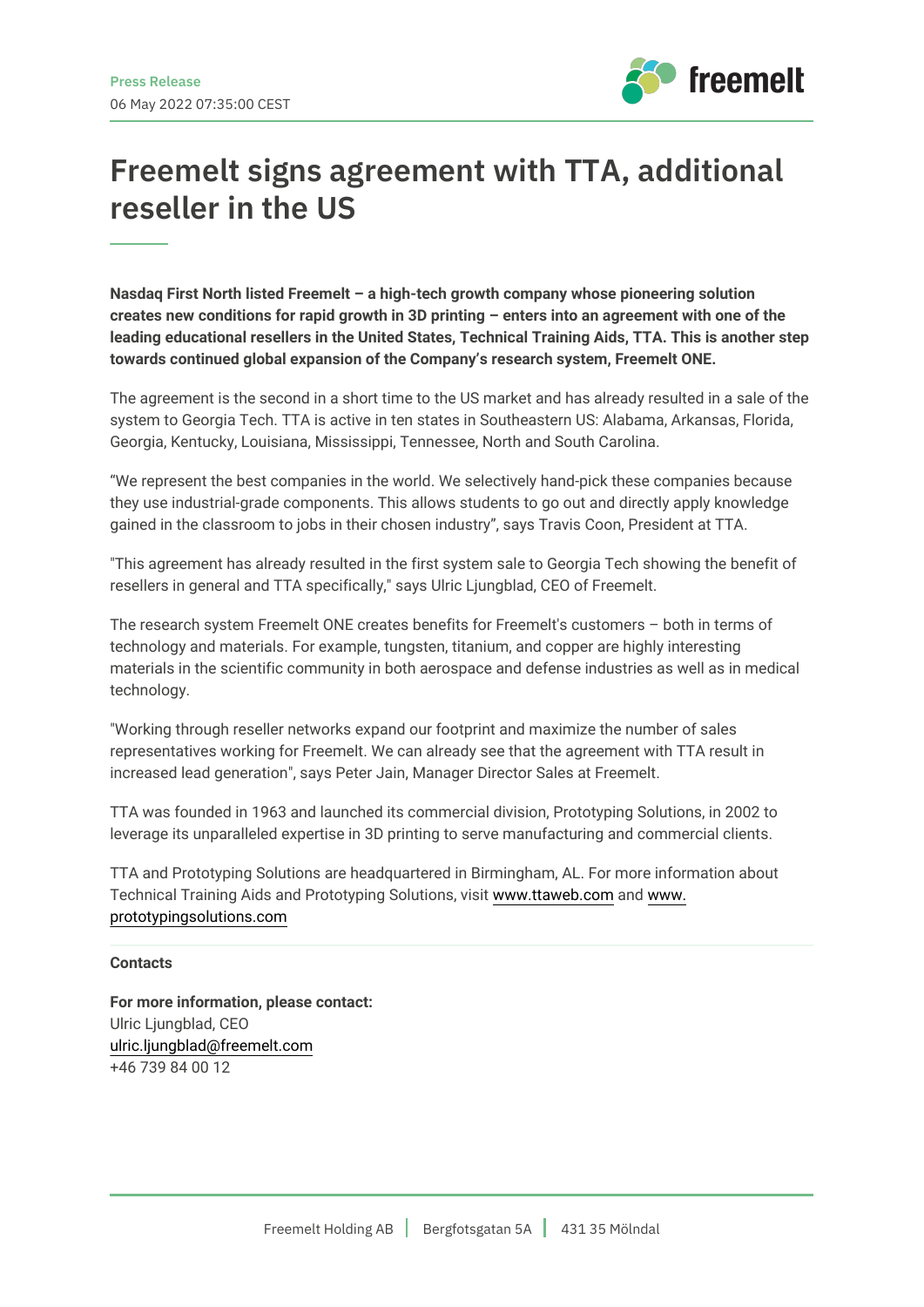Press Release

06 May 2022 07:35:00 CEST

# Freemelt signs agreement with TTA, additional reseller in the US

**Nasdaq First North listed Freemelt – a high-tech growth company whose pioneering solution creates new conditions for rapid growth in 3D printing – enters into an agreement with one of the leading educational resellers in the United States, Technical Training Aids, TTA. This is another step towards continued global expansion of the Company's research system, Freemelt ONE.**

The agreement is the second in a short time to the US market and has already resulted in a sale of the system to Georgia Tech. TTA is active in ten states in Southeastern US: Alabama, Arkansas, Florida, Georgia, Kentucky, Louisiana, Mississippi, Tennessee, North and South Carolina.

"We represent the best companies in the world. We selectively hand-pick these companies because they use industrial-grade components. This allows students to go out and directly apply knowledge gained in the classroom to jobs in their chosen industry", says Travis Coon, President at TTA.

"This agreement has already resulted in the first system sale to Georgia Tech showing the benefit of resellers in general and TTA specifically," says Ulric Ljungblad, CEO of Freemelt.

The research system Freemelt ONE creates benefits for Freemelt's customers – both in terms of technology and materials. For example, tungsten, titanium, and copper are highly interesting materials in the scientific community in both aerospace and defense industries as well as in medical technology.

"Working through reseller networks expand our footprint and maximize the number of sales representatives working for Freemelt. We can already see that the agreement with TTA result in increased lead generation", says Peter Jain, Manager Director Sales at Freemelt.

TTA was founded in 1963 and launched its commercial division, Prototyping Solutions, in 2002 to leverage its unparalleled expertise in 3D printing to serve manufacturing and commercial clients.

TTA and Prototyping Solutions are headquartered in Birmingham, AL. For more information about Technical Training Aids and Prototyping Solutions, visit www.ttaweb.com and www.prototypingsolutions.com

**Contacts**

**For more information, please contact:**
Ulric Ljungblad, CEO
ulric.ljungblad@freemelt.com
+46 739 84 00 12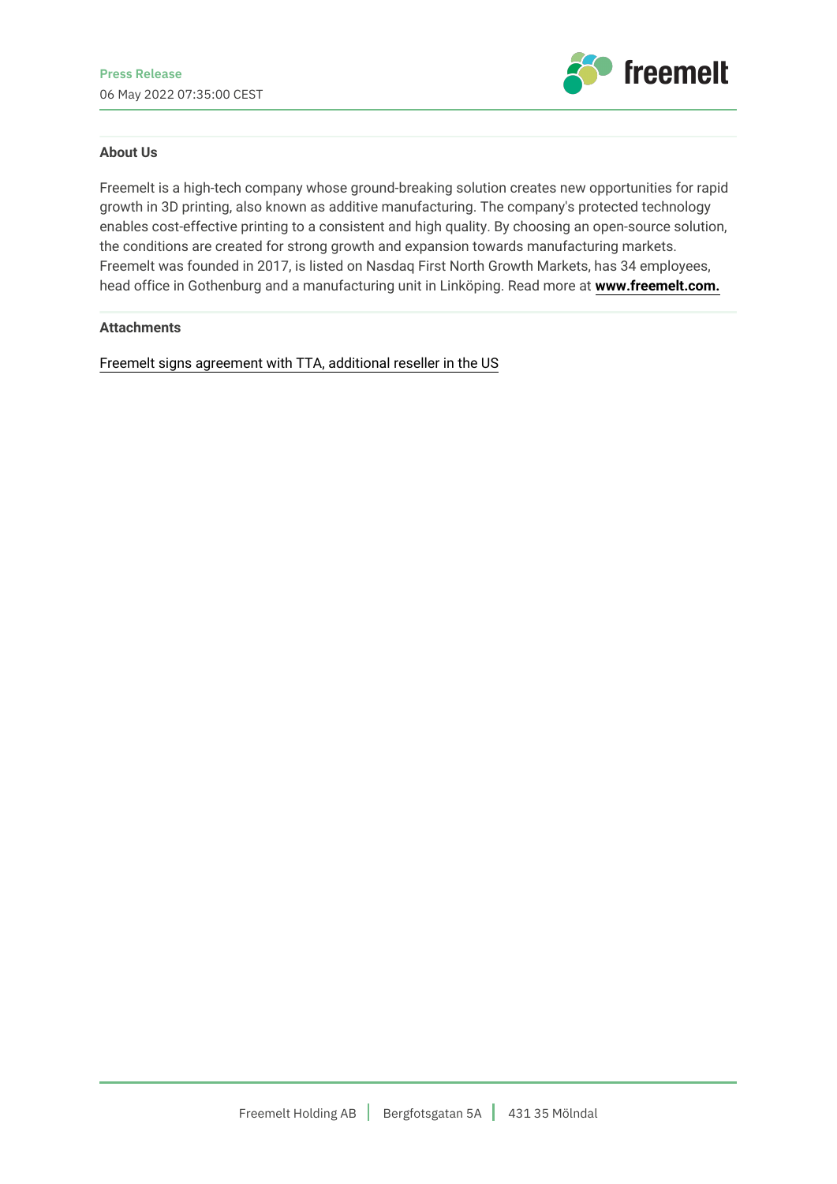### About Us

Freemelt is a high-tech company whose ground-breaking solution creates new opportunities for rapid growth in 3D printing, also known as additive manufacturing. The company's protected technology enables cost-effective printing to a consistent and high quality. By choosing an open-source solution, the conditions are created for strong growth and expansion towards manufacturing markets. Freemelt was founded in 2017, is listed on Nasdaq First North Growth Markets, has 34 employees, head office in Gothenburg and a manufacturing unit in Linköping. Read more at **www.freemelt.com.**

### Attachments

Freemelt signs agreement with TTA, additional reseller in the US